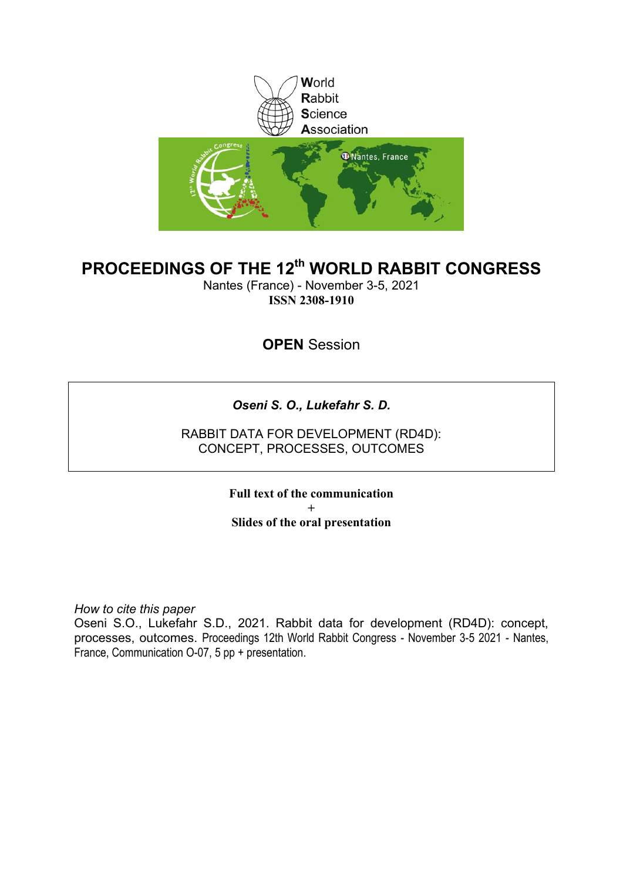World
Rabbit
Science
Association

# PROCEEDINGS OF THE 12th WORLD RABBIT CONGRESS

Nantes (France) - November 3-5, 2021

**ISSN 2308-1910**

**OPEN** Session

***Oseni S. O., Lukefahr S. D.***

RABBIT DATA FOR DEVELOPMENT (RD4D):
CONCEPT, PROCESSES, OUTCOMES

**Full text of the communication**
**+**
**Slides of the oral presentation**

*How to cite this paper*
Oseni S.O., Lukefahr S.D., 2021. Rabbit data for development (RD4D): concept, processes, outcomes. Proceedings 12th World Rabbit Congress - November 3-5 2021 - Nantes, France, Communication O-07, 5 pp + presentation.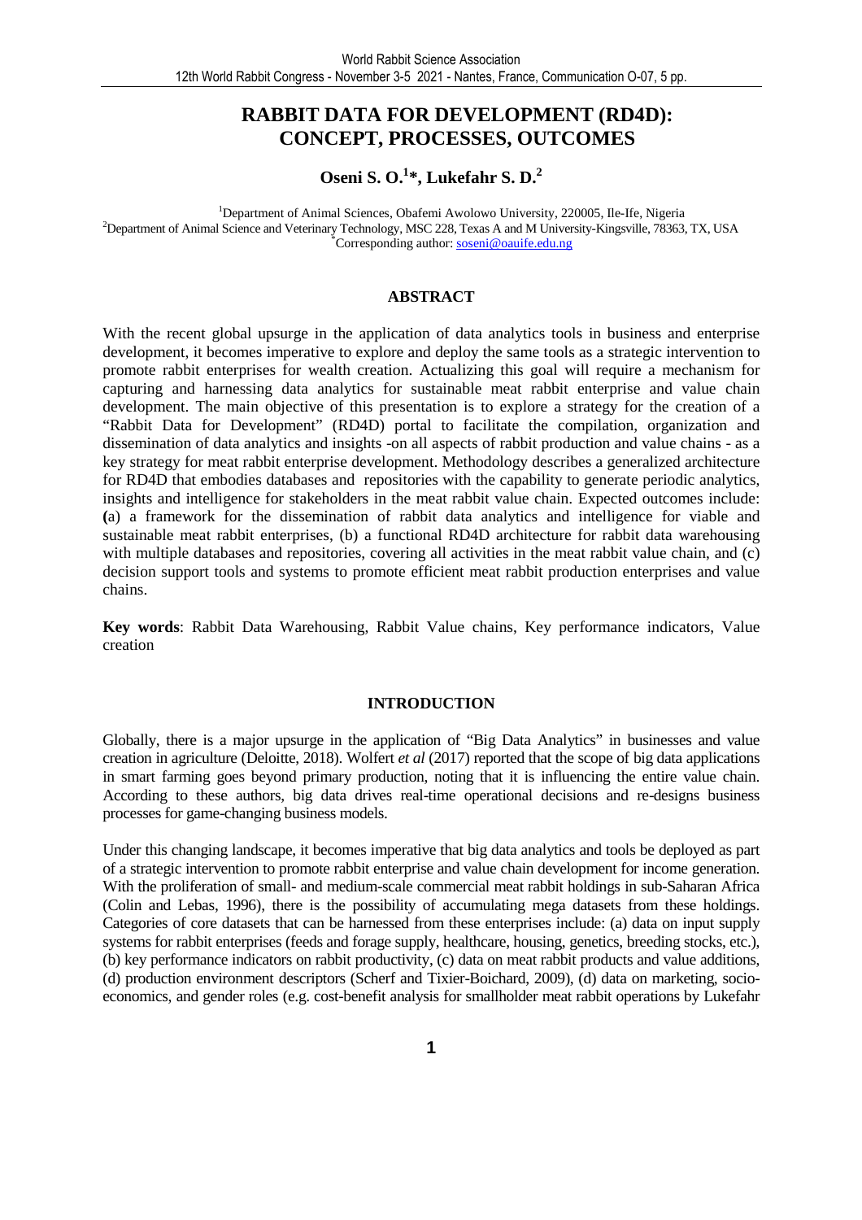# RABBIT DATA FOR DEVELOPMENT (RD4D): CONCEPT, PROCESSES, OUTCOMES

**Oseni S. O.[1]*, Lukefahr S. D.[2]**

[1]Department of Animal Sciences, Obafemi Awolowo University, 220005, Ile-Ife, Nigeria
[2]Department of Animal Science and Veterinary Technology, MSC 228, Texas A and M University-Kingsville, 78363, TX, USA
*Corresponding author: soseni@oauife.edu.ng

## ABSTRACT

With the recent global upsurge in the application of data analytics tools in business and enterprise development, it becomes imperative to explore and deploy the same tools as a strategic intervention to promote rabbit enterprises for wealth creation. Actualizing this goal will require a mechanism for capturing and harnessing data analytics for sustainable meat rabbit enterprise and value chain development. The main objective of this presentation is to explore a strategy for the creation of a "Rabbit Data for Development" (RD4D) portal to facilitate the compilation, organization and dissemination of data analytics and insights -on all aspects of rabbit production and value chains - as a key strategy for meat rabbit enterprise development. Methodology describes a generalized architecture for RD4D that embodies databases and repositories with the capability to generate periodic analytics, insights and intelligence for stakeholders in the meat rabbit value chain. Expected outcomes include: (a) a framework for the dissemination of rabbit data analytics and intelligence for viable and sustainable meat rabbit enterprises, (b) a functional RD4D architecture for rabbit data warehousing with multiple databases and repositories, covering all activities in the meat rabbit value chain, and (c) decision support tools and systems to promote efficient meat rabbit production enterprises and value chains.

**Key words**: Rabbit Data Warehousing, Rabbit Value chains, Key performance indicators, Value creation

## INTRODUCTION

Globally, there is a major upsurge in the application of "Big Data Analytics" in businesses and value creation in agriculture (Deloitte, 2018). Wolfert *et al* (2017) reported that the scope of big data applications in smart farming goes beyond primary production, noting that it is influencing the entire value chain. According to these authors, big data drives real-time operational decisions and re-designs business processes for game-changing business models.

Under this changing landscape, it becomes imperative that big data analytics and tools be deployed as part of a strategic intervention to promote rabbit enterprise and value chain development for income generation. With the proliferation of small- and medium-scale commercial meat rabbit holdings in sub-Saharan Africa (Colin and Lebas, 1996), there is the possibility of accumulating mega datasets from these holdings. Categories of core datasets that can be harnessed from these enterprises include: (a) data on input supply systems for rabbit enterprises (feeds and forage supply, healthcare, housing, genetics, breeding stocks, etc.), (b) key performance indicators on rabbit productivity, (c) data on meat rabbit products and value additions, (d) production environment descriptors (Scherf and Tixier-Boichard, 2009), (d) data on marketing, socio-economics, and gender roles (e.g. cost-benefit analysis for smallholder meat rabbit operations by Lukefahr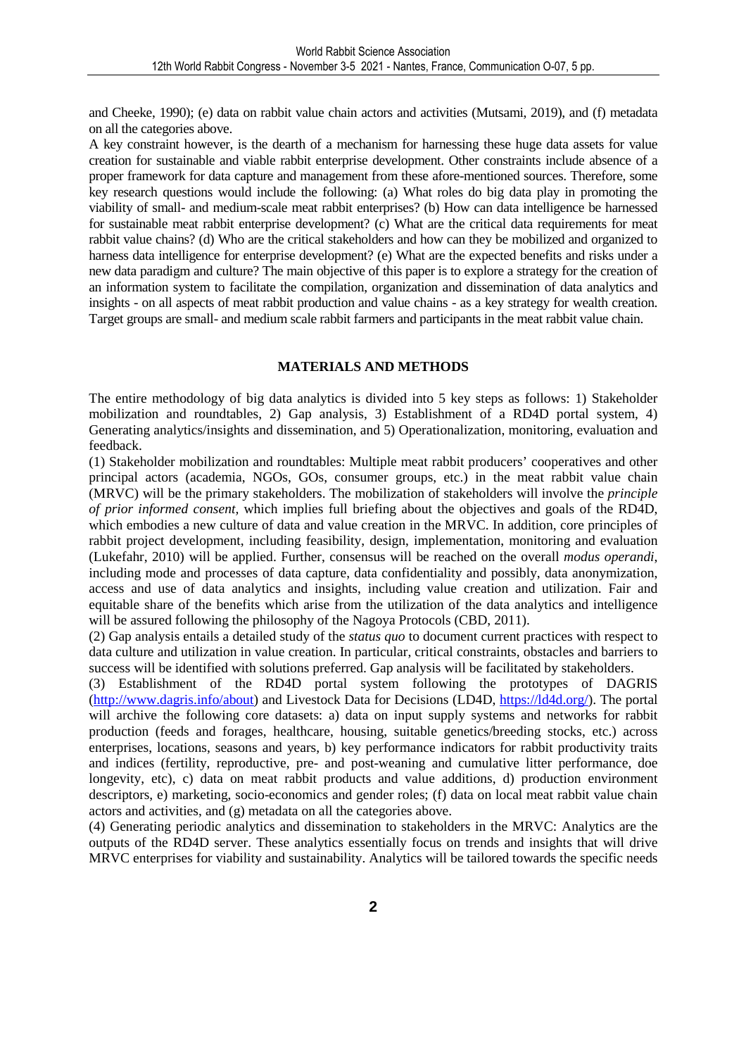and Cheeke, 1990); (e) data on rabbit value chain actors and activities (Mutsami, 2019), and (f) metadata on all the categories above.

A key constraint however, is the dearth of a mechanism for harnessing these huge data assets for value creation for sustainable and viable rabbit enterprise development. Other constraints include absence of a proper framework for data capture and management from these afore-mentioned sources. Therefore, some key research questions would include the following: (a) What roles do big data play in promoting the viability of small- and medium-scale meat rabbit enterprises? (b) How can data intelligence be harnessed for sustainable meat rabbit enterprise development? (c) What are the critical data requirements for meat rabbit value chains? (d) Who are the critical stakeholders and how can they be mobilized and organized to harness data intelligence for enterprise development? (e) What are the expected benefits and risks under a new data paradigm and culture? The main objective of this paper is to explore a strategy for the creation of an information system to facilitate the compilation, organization and dissemination of data analytics and insights - on all aspects of meat rabbit production and value chains - as a key strategy for wealth creation. Target groups are small- and medium scale rabbit farmers and participants in the meat rabbit value chain.

## MATERIALS AND METHODS

The entire methodology of big data analytics is divided into 5 key steps as follows: 1) Stakeholder mobilization and roundtables, 2) Gap analysis, 3) Establishment of a RD4D portal system, 4) Generating analytics/insights and dissemination, and 5) Operationalization, monitoring, evaluation and feedback.

(1) Stakeholder mobilization and roundtables: Multiple meat rabbit producers' cooperatives and other principal actors (academia, NGOs, GOs, consumer groups, etc.) in the meat rabbit value chain (MRVC) will be the primary stakeholders. The mobilization of stakeholders will involve the *principle of prior informed consent*, which implies full briefing about the objectives and goals of the RD4D, which embodies a new culture of data and value creation in the MRVC. In addition, core principles of rabbit project development, including feasibility, design, implementation, monitoring and evaluation (Lukefahr, 2010) will be applied. Further, consensus will be reached on the overall *modus operandi*, including mode and processes of data capture, data confidentiality and possibly, data anonymization, access and use of data analytics and insights, including value creation and utilization. Fair and equitable share of the benefits which arise from the utilization of the data analytics and intelligence will be assured following the philosophy of the Nagoya Protocols (CBD, 2011).

(2) Gap analysis entails a detailed study of the *status quo* to document current practices with respect to data culture and utilization in value creation. In particular, critical constraints, obstacles and barriers to success will be identified with solutions preferred. Gap analysis will be facilitated by stakeholders.

(3) Establishment of the RD4D portal system following the prototypes of DAGRIS (http://www.dagris.info/about) and Livestock Data for Decisions (LD4D, https://ld4d.org/). The portal will archive the following core datasets: a) data on input supply systems and networks for rabbit production (feeds and forages, healthcare, housing, suitable genetics/breeding stocks, etc.) across enterprises, locations, seasons and years, b) key performance indicators for rabbit productivity traits and indices (fertility, reproductive, pre- and post-weaning and cumulative litter performance, doe longevity, etc), c) data on meat rabbit products and value additions, d) production environment descriptors, e) marketing, socio-economics and gender roles; (f) data on local meat rabbit value chain actors and activities, and (g) metadata on all the categories above.

(4) Generating periodic analytics and dissemination to stakeholders in the MRVC: Analytics are the outputs of the RD4D server. These analytics essentially focus on trends and insights that will drive MRVC enterprises for viability and sustainability. Analytics will be tailored towards the specific needs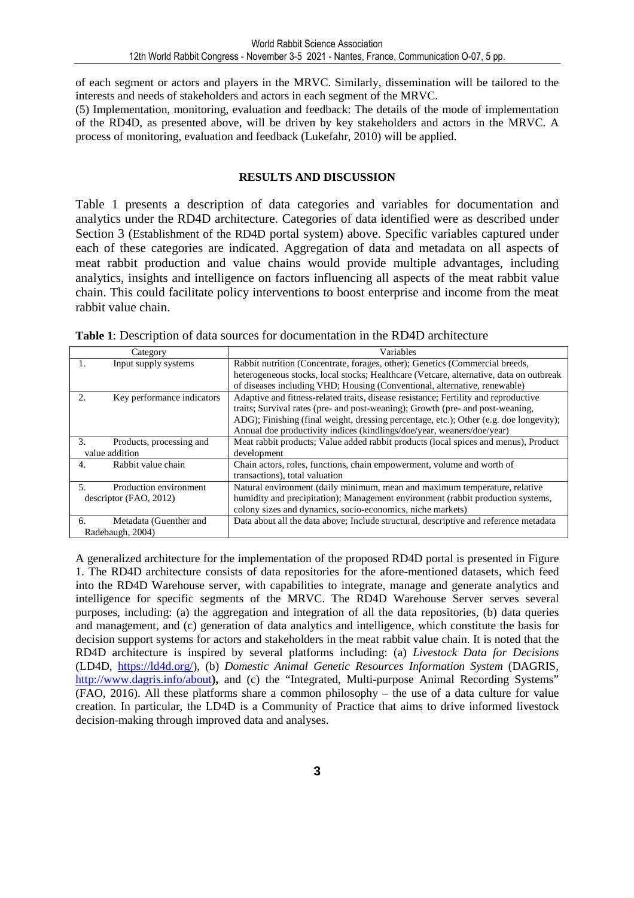of each segment or actors and players in the MRVC. Similarly, dissemination will be tailored to the interests and needs of stakeholders and actors in each segment of the MRVC.

(5) Implementation, monitoring, evaluation and feedback: The details of the mode of implementation of the RD4D, as presented above, will be driven by key stakeholders and actors in the MRVC. A process of monitoring, evaluation and feedback (Lukefahr, 2010) will be applied.

## RESULTS AND DISCUSSION

Table 1 presents a description of data categories and variables for documentation and analytics under the RD4D architecture. Categories of data identified were as described under Section 3 (Establishment of the RD4D portal system) above. Specific variables captured under each of these categories are indicated. Aggregation of data and metadata on all aspects of meat rabbit production and value chains would provide multiple advantages, including analytics, insights and intelligence on factors influencing all aspects of the meat rabbit value chain. This could facilitate policy interventions to boost enterprise and income from the meat rabbit value chain.

**Table 1**: Description of data sources for documentation in the RD4D architecture

| Category | Variables |
|---|---|
| 1. Input supply systems | Rabbit nutrition (Concentrate, forages, other); Genetics (Commercial breeds, heterogeneous stocks, local stocks; Healthcare (Vetcare, alternative, data on outbreak of diseases including VHD; Housing (Conventional, alternative, renewable) |
| 2. Key performance indicators | Adaptive and fitness-related traits, disease resistance; Fertility and reproductive traits; Survival rates (pre- and post-weaning); Growth (pre- and post-weaning, ADG); Finishing (final weight, dressing percentage, etc.); Other (e.g. doe longevity); Annual doe productivity indices (kindlings/doe/year, weaners/doe/year) |
| 3. Products, processing and value addition | Meat rabbit products; Value added rabbit products (local spices and menus), Product development |
| 4. Rabbit value chain | Chain actors, roles, functions, chain empowerment, volume and worth of transactions), total valuation |
| 5. Production environment descriptor (FAO, 2012) | Natural environment (daily minimum, mean and maximum temperature, relative humidity and precipitation); Management environment (rabbit production systems, colony sizes and dynamics, socio-economics, niche markets) |
| 6. Metadata (Guenther and Radebaugh, 2004) | Data about all the data above; Include structural, descriptive and reference metadata |

A generalized architecture for the implementation of the proposed RD4D portal is presented in Figure 1. The RD4D architecture consists of data repositories for the afore-mentioned datasets, which feed into the RD4D Warehouse server, with capabilities to integrate, manage and generate analytics and intelligence for specific segments of the MRVC. The RD4D Warehouse Server serves several purposes, including: (a) the aggregation and integration of all the data repositories, (b) data queries and management, and (c) generation of data analytics and intelligence, which constitute the basis for decision support systems for actors and stakeholders in the meat rabbit value chain. It is noted that the RD4D architecture is inspired by several platforms including: (a) *Livestock Data for Decisions* (LD4D, https://ld4d.org/), (b) *Domestic Animal Genetic Resources Information System* (DAGRIS, http://www.dagris.info/about**),** and (c) the "Integrated, Multi-purpose Animal Recording Systems" (FAO, 2016). All these platforms share a common philosophy – the use of a data culture for value creation. In particular, the LD4D is a Community of Practice that aims to drive informed livestock decision-making through improved data and analyses.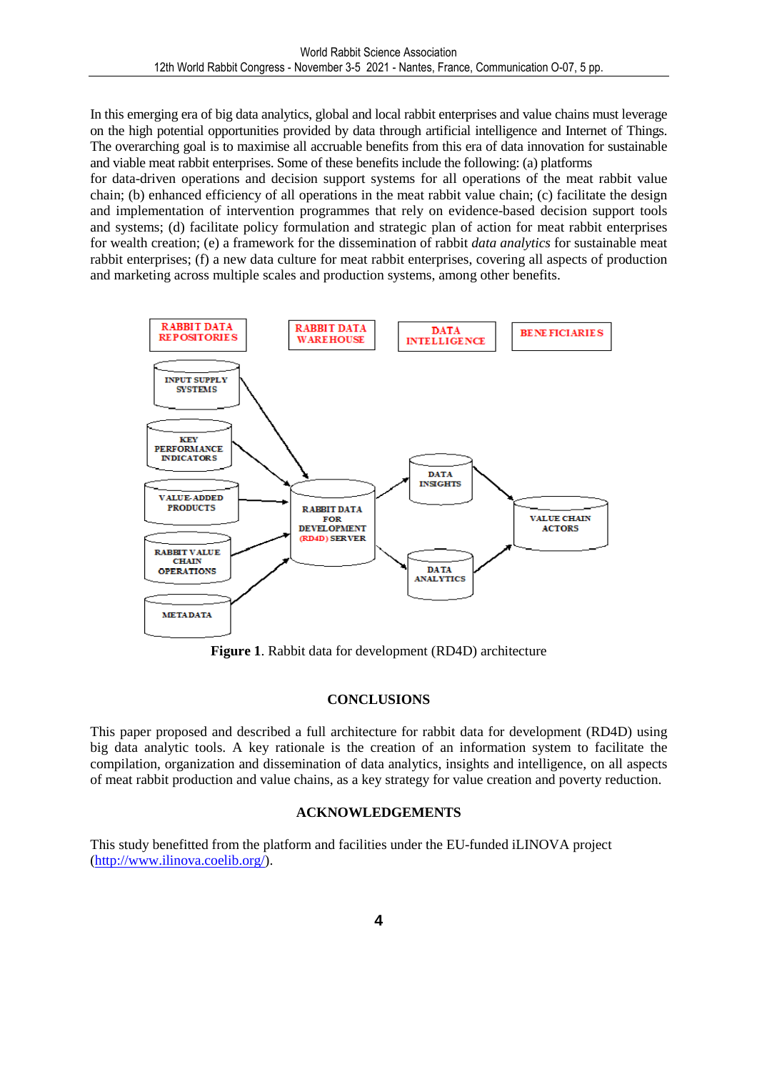In this emerging era of big data analytics, global and local rabbit enterprises and value chains must leverage on the high potential opportunities provided by data through artificial intelligence and Internet of Things. The overarching goal is to maximise all accruable benefits from this era of data innovation for sustainable and viable meat rabbit enterprises. Some of these benefits include the following: (a) platforms for data-driven operations and decision support systems for all operations of the meat rabbit value chain; (b) enhanced efficiency of all operations in the meat rabbit value chain; (c) facilitate the design and implementation of intervention programmes that rely on evidence-based decision support tools and systems; (d) facilitate policy formulation and strategic plan of action for meat rabbit enterprises for wealth creation; (e) a framework for the dissemination of rabbit *data analytics* for sustainable meat rabbit enterprises; (f) a new data culture for meat rabbit enterprises, covering all aspects of production and marketing across multiple scales and production systems, among other benefits.

**Figure 1**. Rabbit data for development (RD4D) architecture

## CONCLUSIONS

This paper proposed and described a full architecture for rabbit data for development (RD4D) using big data analytic tools. A key rationale is the creation of an information system to facilitate the compilation, organization and dissemination of data analytics, insights and intelligence, on all aspects of meat rabbit production and value chains, as a key strategy for value creation and poverty reduction.

## ACKNOWLEDGEMENTS

This study benefitted from the platform and facilities under the EU-funded iLINOVA project (http://www.ilinova.coelib.org/).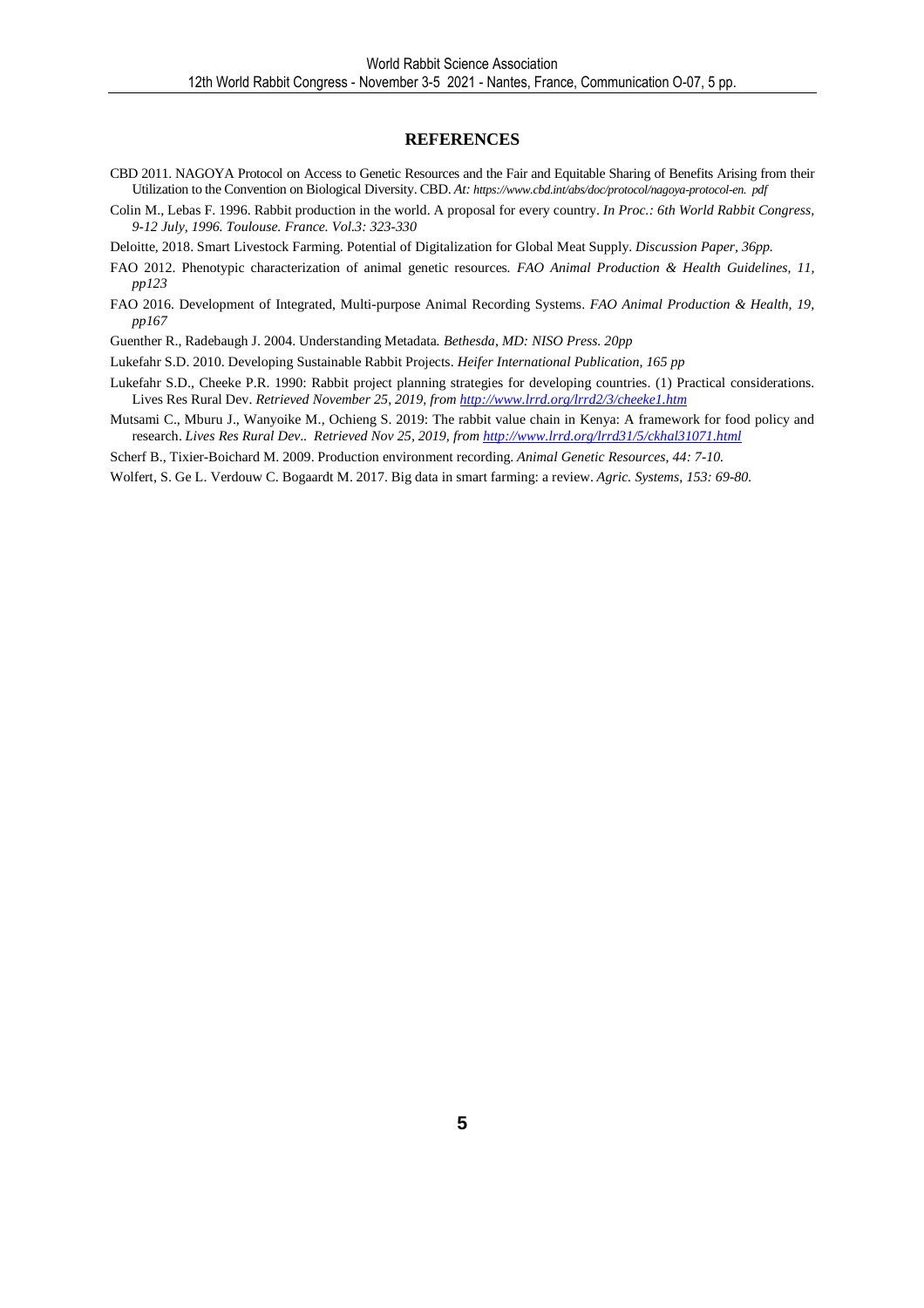## REFERENCES

CBD 2011. NAGOYA Protocol on Access to Genetic Resources and the Fair and Equitable Sharing of Benefits Arising from their Utilization to the Convention on Biological Diversity. CBD. *At: https://www.cbd.int/abs/doc/protocol/nagoya-protocol-en. pdf*

Colin M., Lebas F. 1996. Rabbit production in the world. A proposal for every country. *In Proc.: 6th World Rabbit Congress, 9-12 July, 1996. Toulouse. France. Vol.3: 323-330*

Deloitte, 2018. Smart Livestock Farming. Potential of Digitalization for Global Meat Supply. *Discussion Paper, 36pp.*

FAO 2012. Phenotypic characterization of animal genetic resources. *FAO Animal Production & Health Guidelines, 11, pp123*

FAO 2016. Development of Integrated, Multi-purpose Animal Recording Systems. *FAO Animal Production & Health, 19, pp167*

Guenther R., Radebaugh J. 2004. Understanding Metadata. *Bethesda, MD: NISO Press. 20pp*

Lukefahr S.D. 2010. Developing Sustainable Rabbit Projects. *Heifer International Publication, 165 pp*

Lukefahr S.D., Cheeke P.R. 1990: Rabbit project planning strategies for developing countries. (1) Practical considerations. Lives Res Rural Dev. *Retrieved November 25, 2019, from http://www.lrrd.org/lrrd2/3/cheeke1.htm*

Mutsami C., Mburu J., Wanyoike M., Ochieng S. 2019: The rabbit value chain in Kenya: A framework for food policy and research. *Lives Res Rural Dev.. Retrieved Nov 25, 2019, from http://www.lrrd.org/lrrd31/5/ckhal31071.html*

Scherf B., Tixier-Boichard M. 2009. Production environment recording. *Animal Genetic Resources, 44: 7-10.*

Wolfert, S. Ge L. Verdouw C. Bogaardt M. 2017. Big data in smart farming: a review. *Agric. Systems, 153: 69-80.*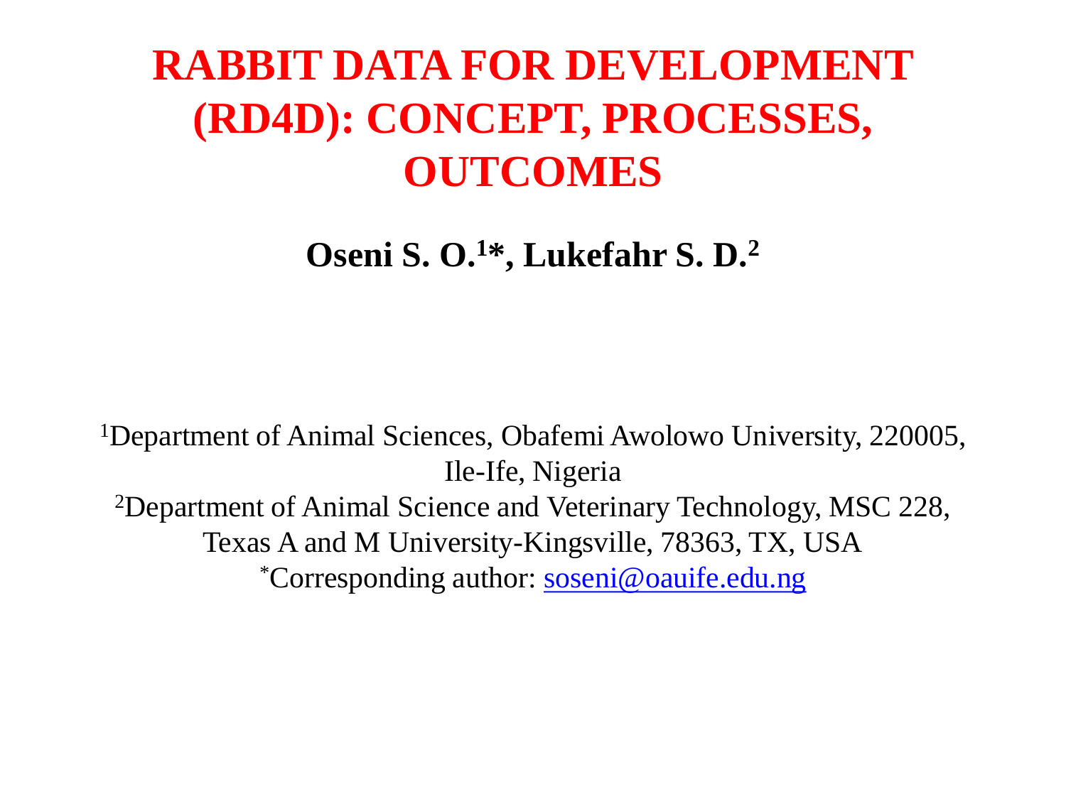# RABBIT DATA FOR DEVELOPMENT (RD4D): CONCEPT, PROCESSES, OUTCOMES

**Oseni S. O.[1]*, Lukefahr S. D.[2]**

[1]Department of Animal Sciences, Obafemi Awolowo University, 220005, Ile-Ife, Nigeria

[2]Department of Animal Science and Veterinary Technology, MSC 228, Texas A and M University-Kingsville, 78363, TX, USA

*Corresponding author: soseni@oauife.edu.ng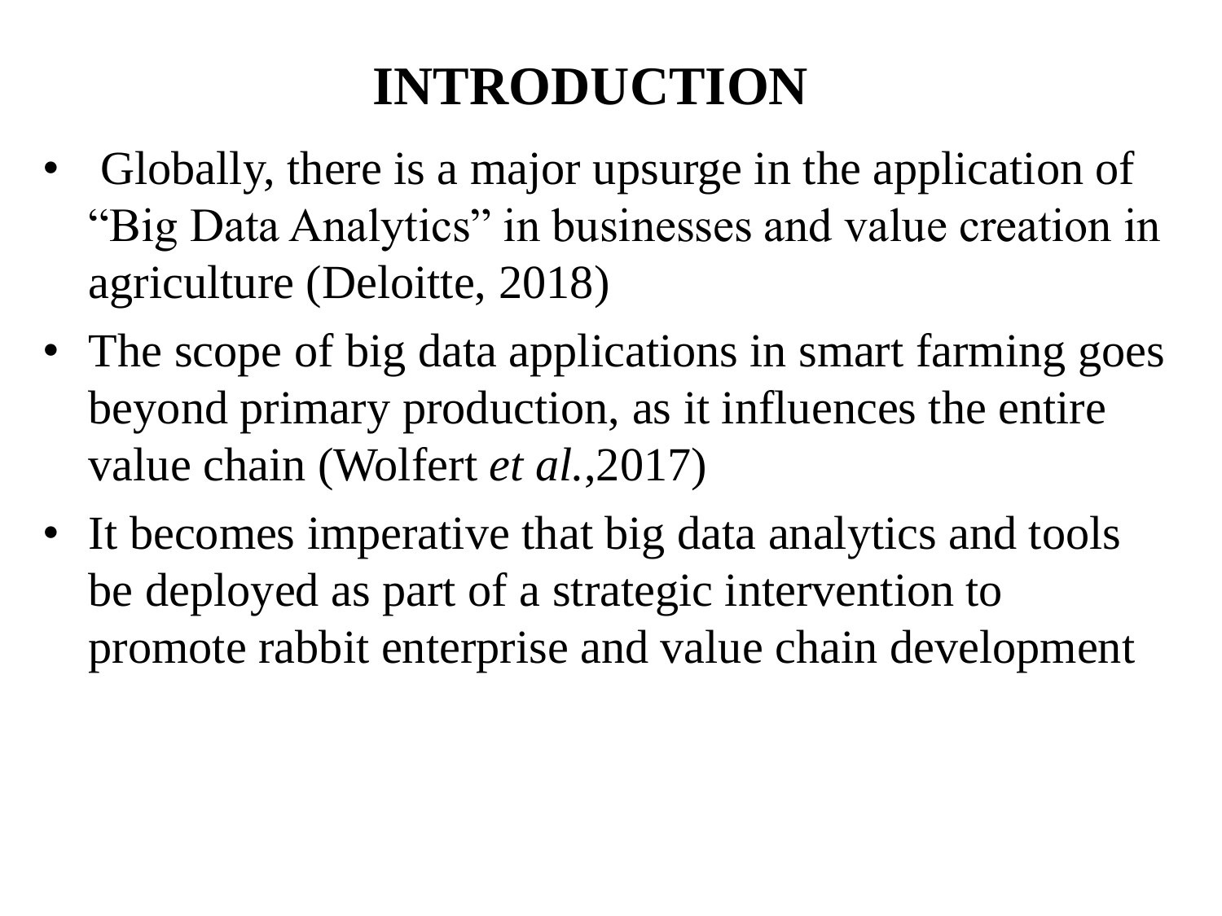# INTRODUCTION

- Globally, there is a major upsurge in the application of "Big Data Analytics" in businesses and value creation in agriculture (Deloitte, 2018)
- The scope of big data applications in smart farming goes beyond primary production, as it influences the entire value chain (Wolfert *et al.*,2017)
- It becomes imperative that big data analytics and tools be deployed as part of a strategic intervention to promote rabbit enterprise and value chain development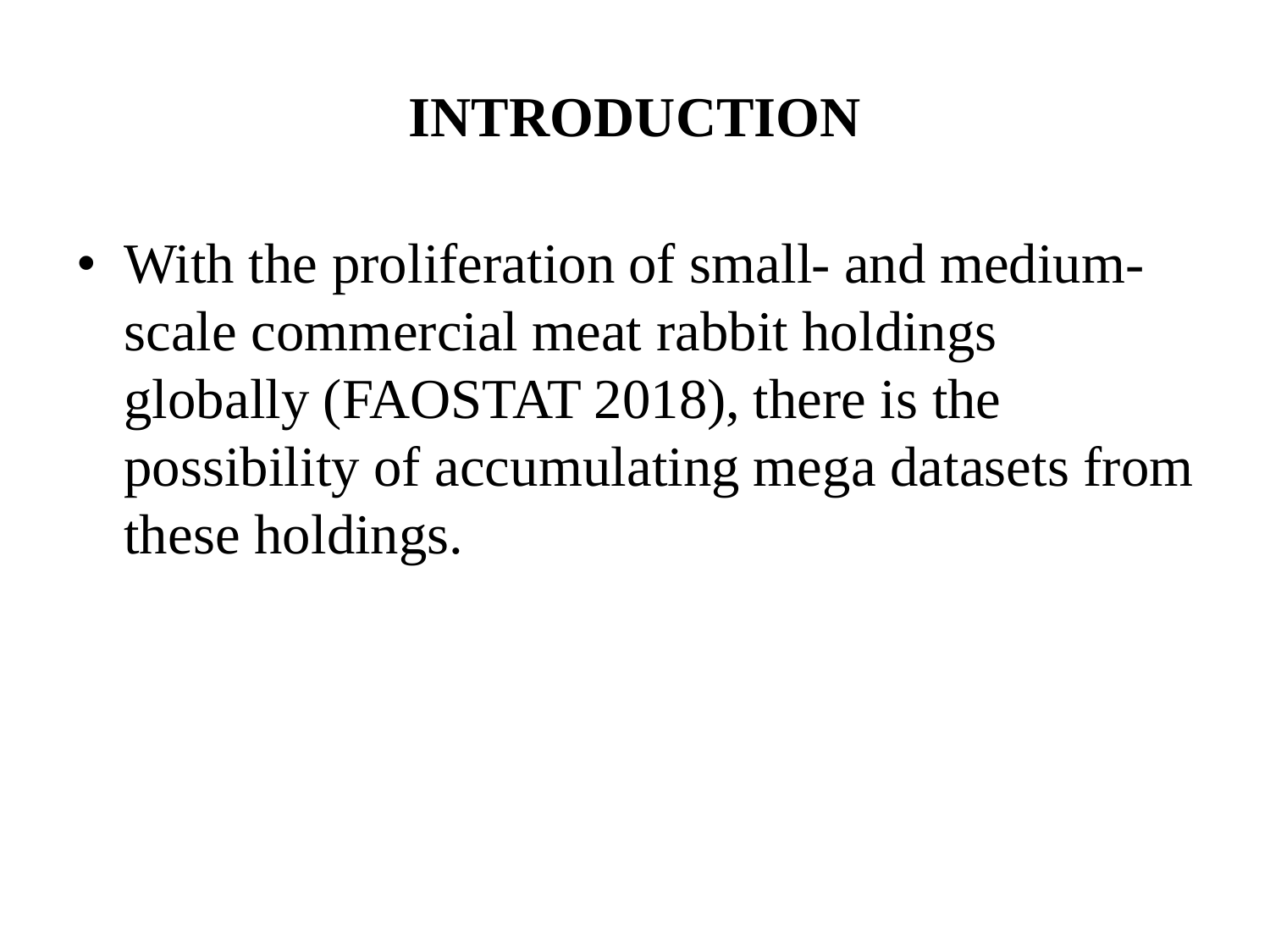# INTRODUCTION

- With the proliferation of small- and medium-scale commercial meat rabbit holdings globally (FAOSTAT 2018), there is the possibility of accumulating mega datasets from these holdings.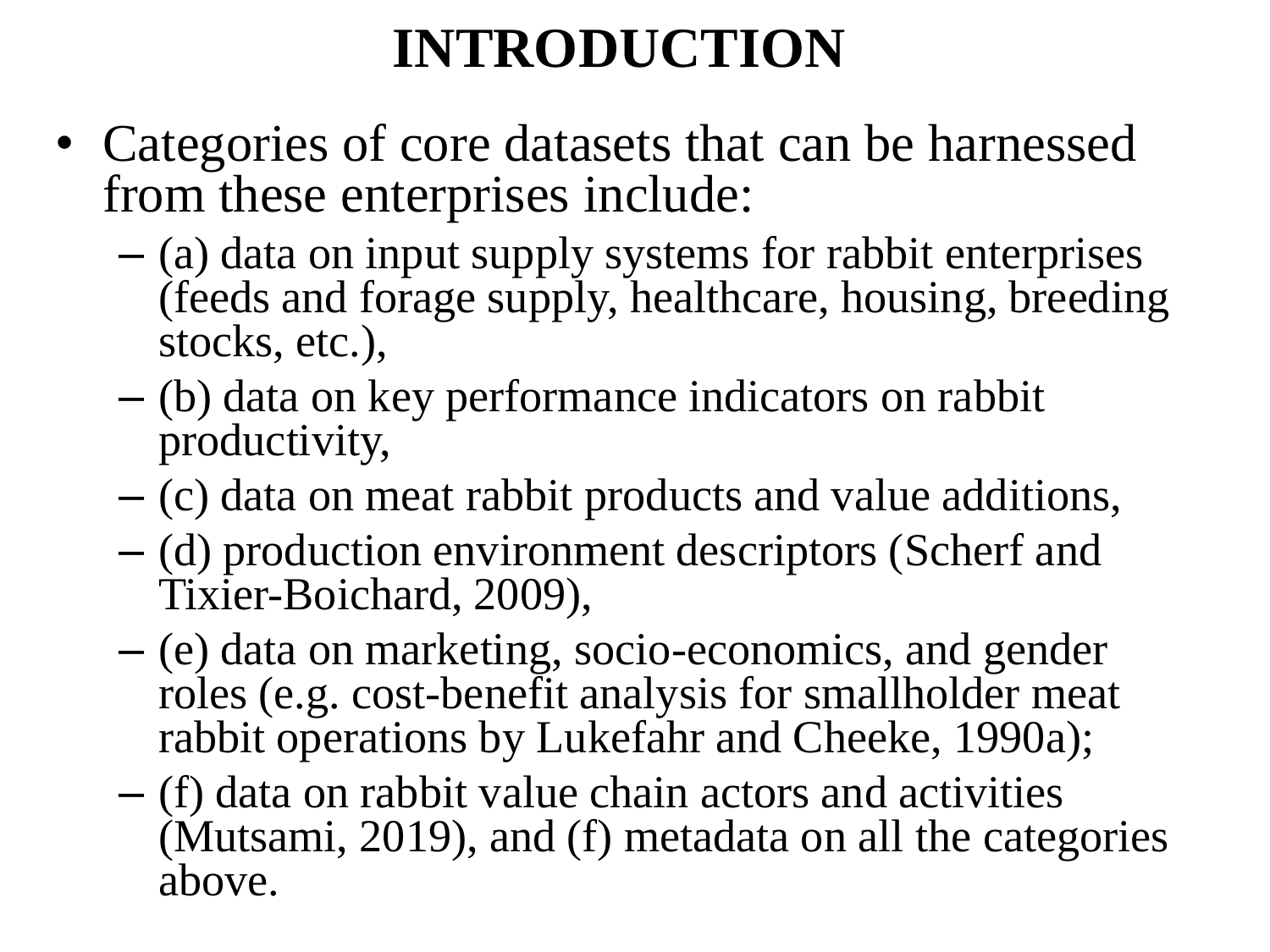# INTRODUCTION

- Categories of core datasets that can be harnessed from these enterprises include:
  - (a) data on input supply systems for rabbit enterprises (feeds and forage supply, healthcare, housing, breeding stocks, etc.),
  - (b) data on key performance indicators on rabbit productivity,
  - (c) data on meat rabbit products and value additions,
  - (d) production environment descriptors (Scherf and Tixier-Boichard, 2009),
  - (e) data on marketing, socio-economics, and gender roles (e.g. cost-benefit analysis for smallholder meat rabbit operations by Lukefahr and Cheeke, 1990a);
  - (f) data on rabbit value chain actors and activities (Mutsami, 2019), and (f) metadata on all the categories above.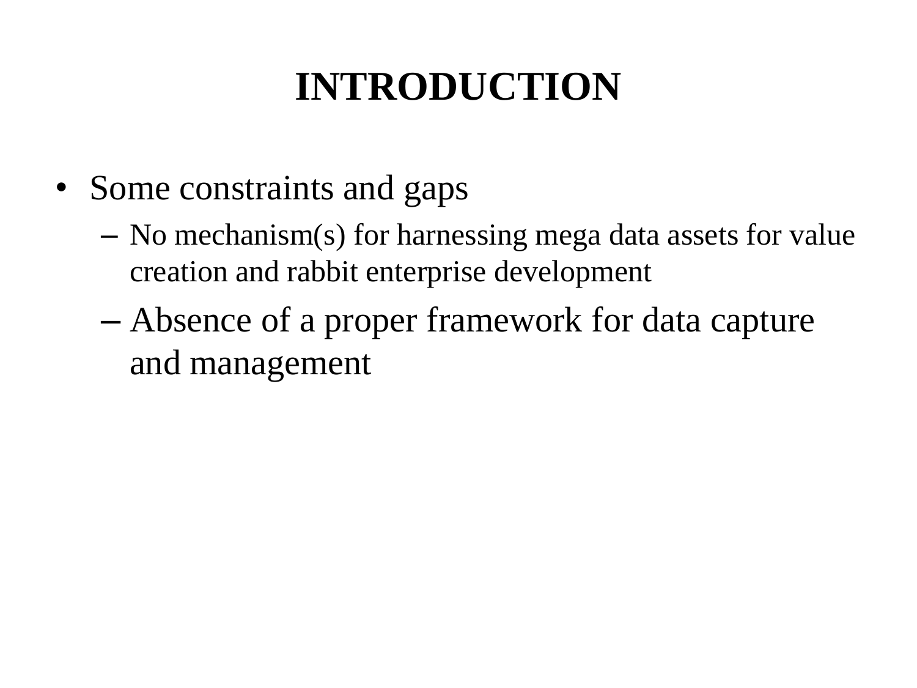# INTRODUCTION

- Some constraints and gaps
  - No mechanism(s) for harnessing mega data assets for value creation and rabbit enterprise development
  - Absence of a proper framework for data capture and management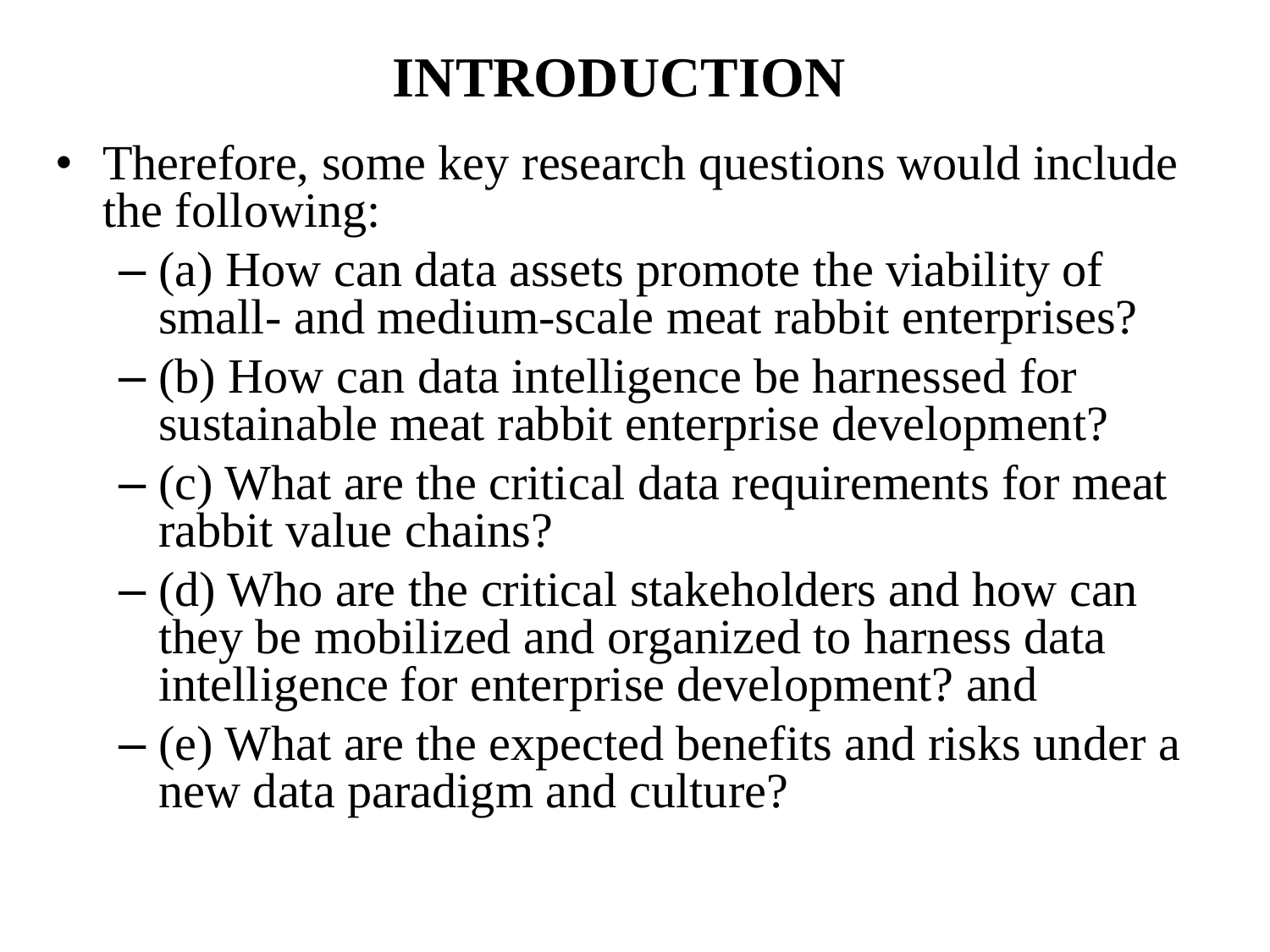# INTRODUCTION

- Therefore, some key research questions would include the following:
  - (a) How can data assets promote the viability of small- and medium-scale meat rabbit enterprises?
  - (b) How can data intelligence be harnessed for sustainable meat rabbit enterprise development?
  - (c) What are the critical data requirements for meat rabbit value chains?
  - (d) Who are the critical stakeholders and how can they be mobilized and organized to harness data intelligence for enterprise development? and
  - (e) What are the expected benefits and risks under a new data paradigm and culture?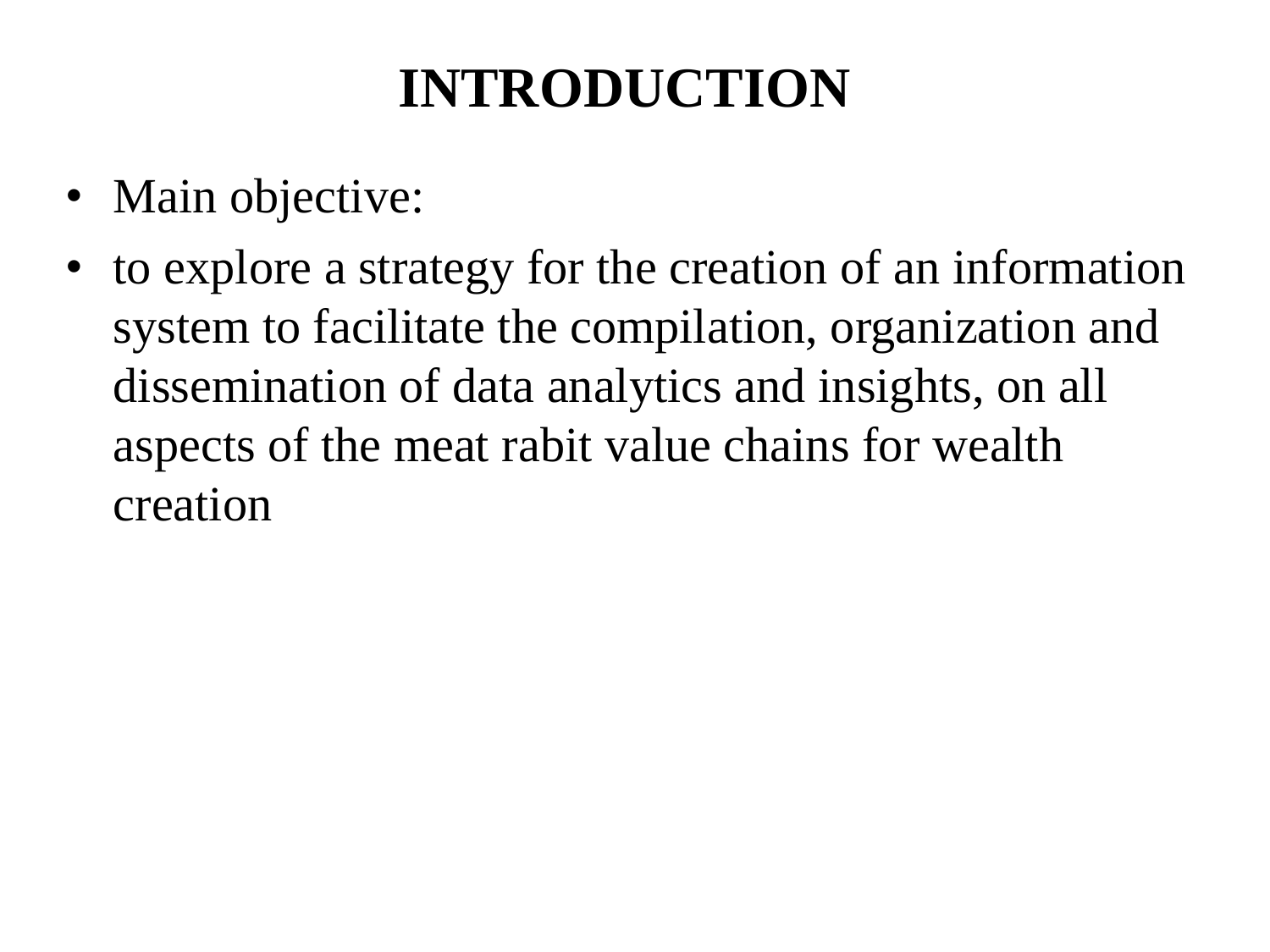# INTRODUCTION

- Main objective:
- to explore a strategy for the creation of an information system to facilitate the compilation, organization and dissemination of data analytics and insights, on all aspects of the meat rabit value chains for wealth creation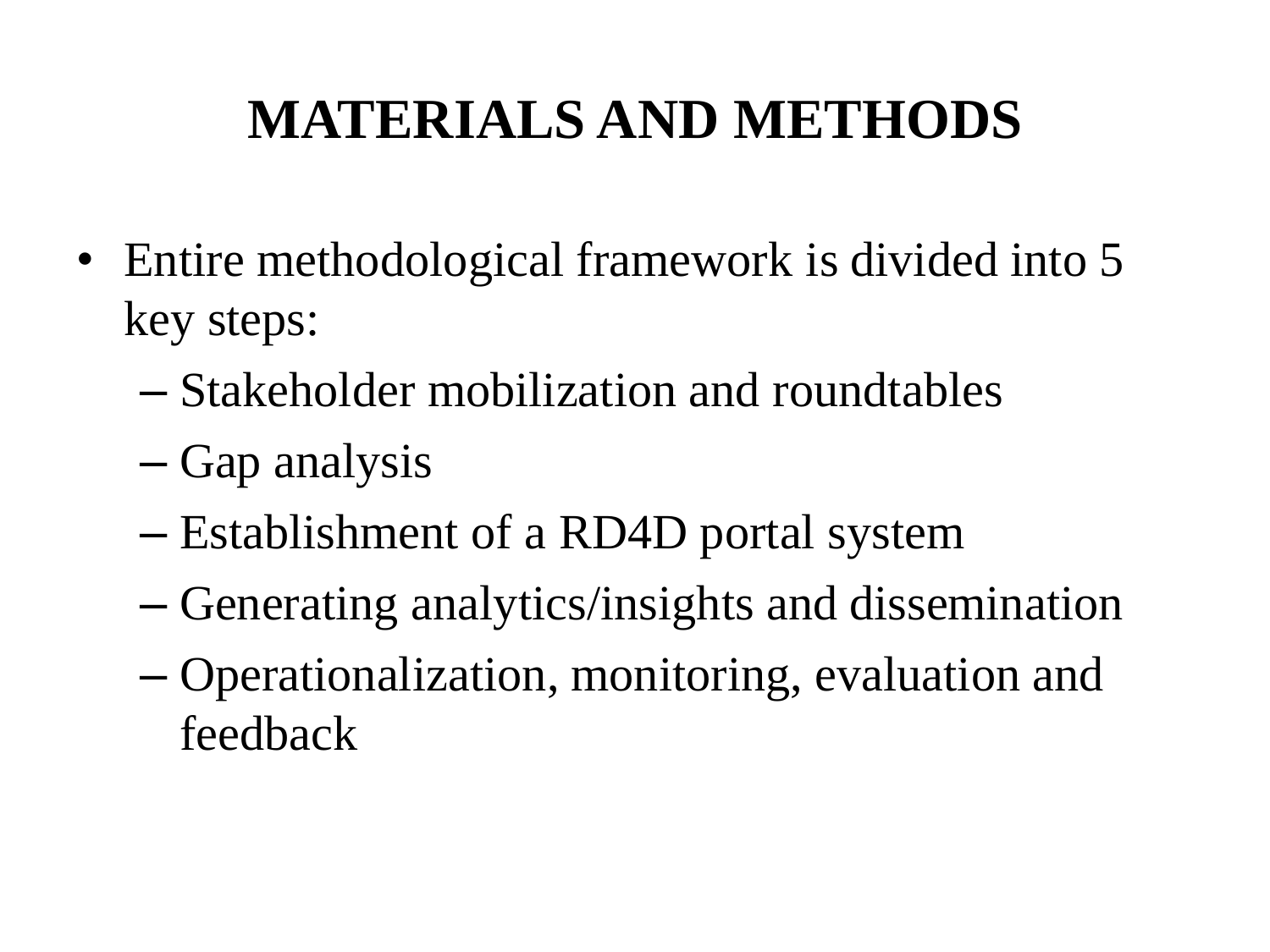# MATERIALS AND METHODS

- Entire methodological framework is divided into 5 key steps:
  - Stakeholder mobilization and roundtables
  - Gap analysis
  - Establishment of a RD4D portal system
  - Generating analytics/insights and dissemination
  - Operationalization, monitoring, evaluation and feedback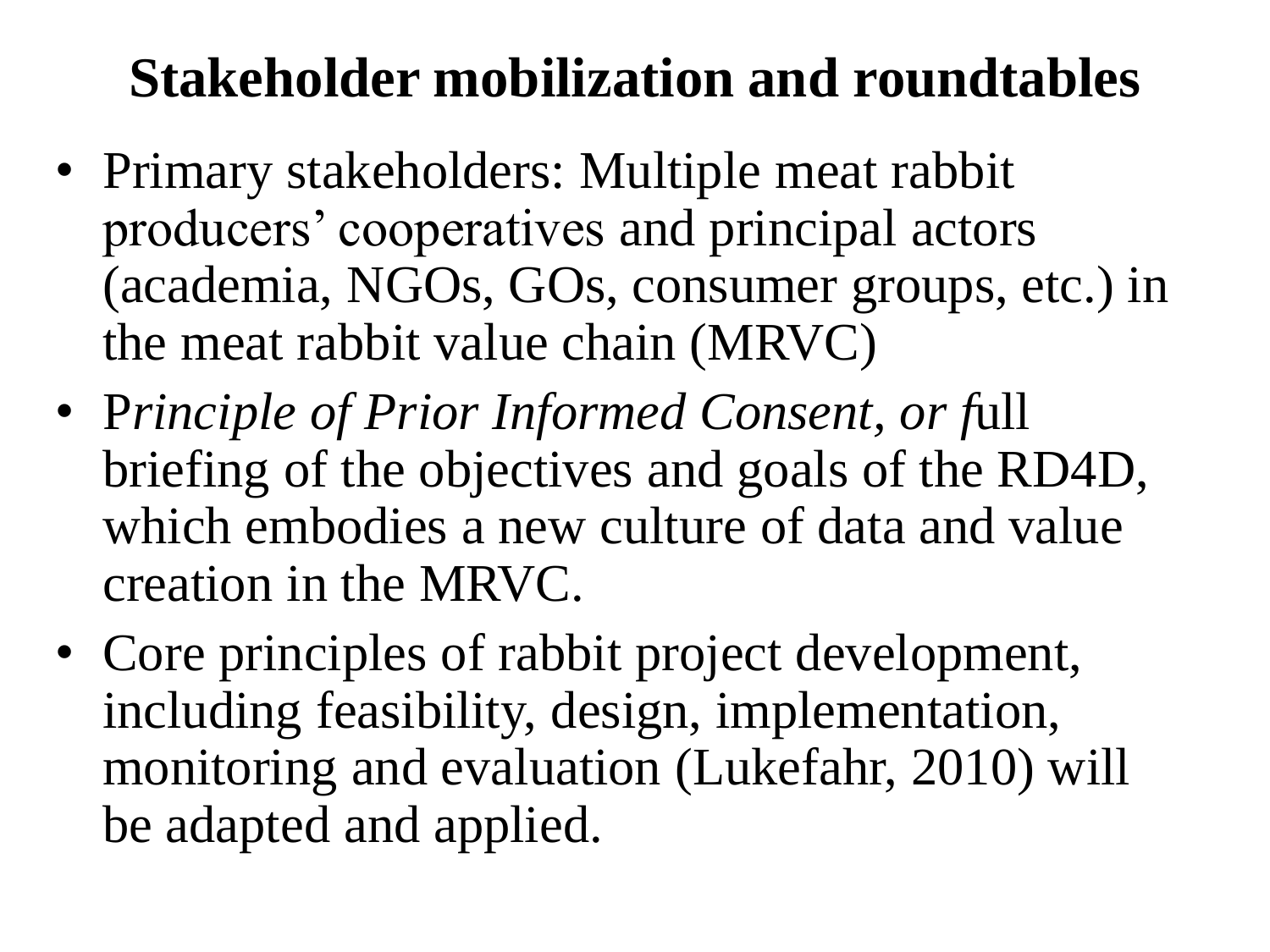# Stakeholder mobilization and roundtables

- Primary stakeholders: Multiple meat rabbit producers' cooperatives and principal actors (academia, NGOs, GOs, consumer groups, etc.) in the meat rabbit value chain (MRVC)
- P*rinciple of Prior Informed Consent, or f*ull briefing of the objectives and goals of the RD4D, which embodies a new culture of data and value creation in the MRVC.
- Core principles of rabbit project development, including feasibility, design, implementation, monitoring and evaluation (Lukefahr, 2010) will be adapted and applied.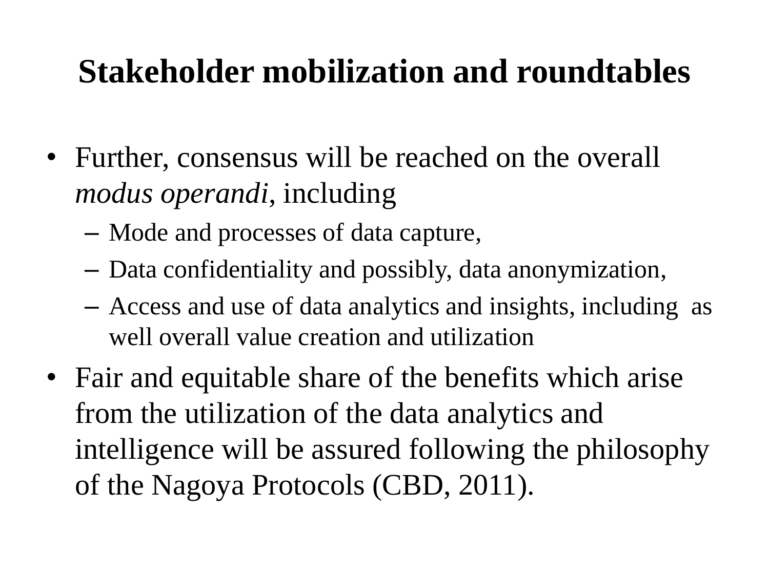# Stakeholder mobilization and roundtables

- Further, consensus will be reached on the overall *modus operandi*, including
  - Mode and processes of data capture,
  - Data confidentiality and possibly, data anonymization,
  - Access and use of data analytics and insights, including  as well overall value creation and utilization
- Fair and equitable share of the benefits which arise from the utilization of the data analytics and intelligence will be assured following the philosophy of the Nagoya Protocols (CBD, 2011).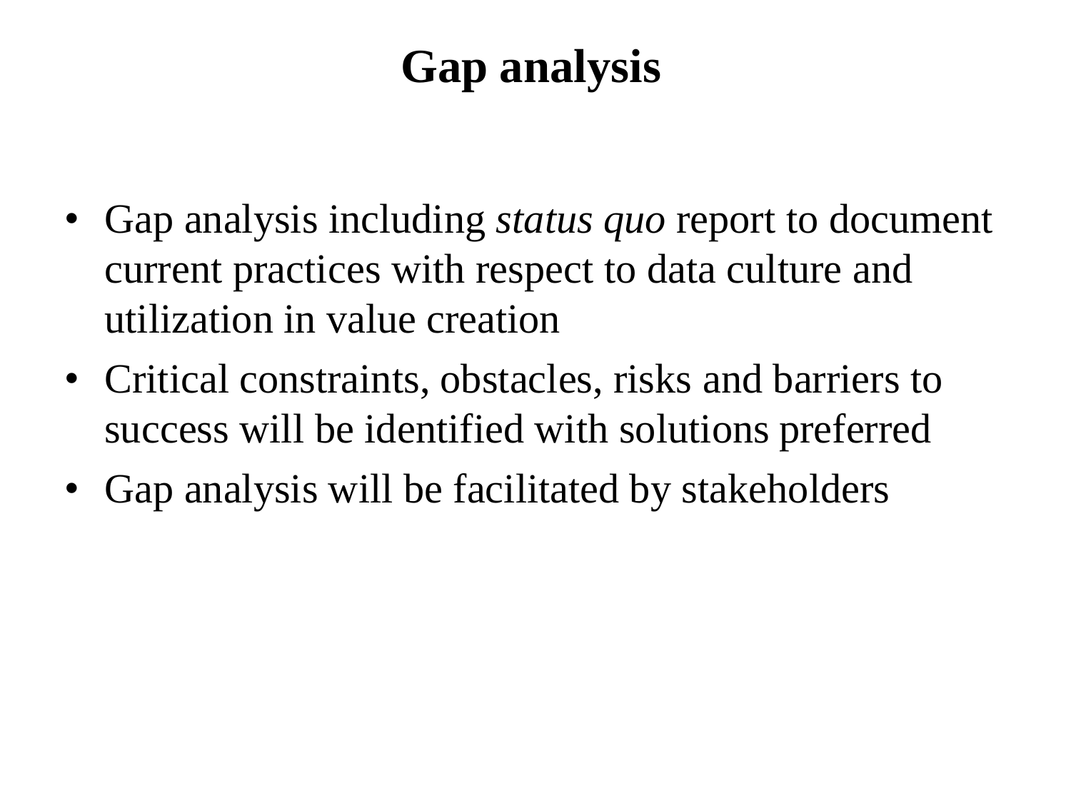# Gap analysis

- Gap analysis including *status quo* report to document current practices with respect to data culture and utilization in value creation
- Critical constraints, obstacles, risks and barriers to success will be identified with solutions preferred
- Gap analysis will be facilitated by stakeholders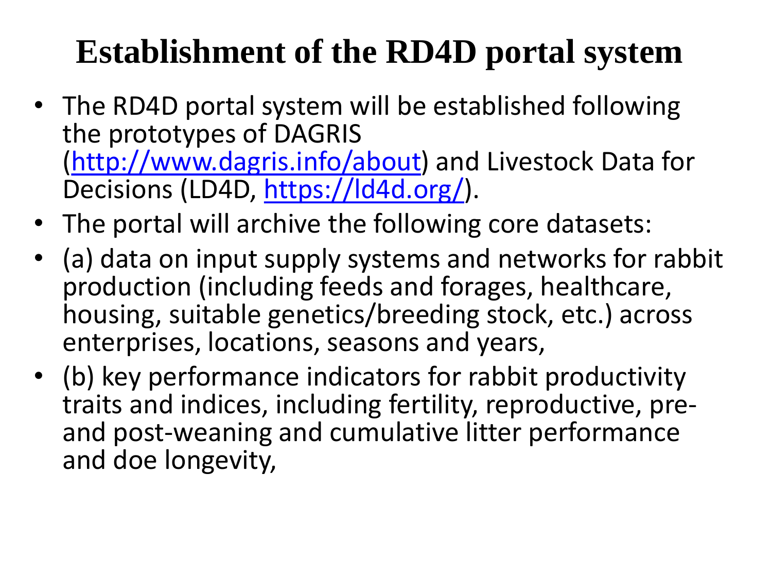# Establishment of the RD4D portal system

- The RD4D portal system will be established following the prototypes of DAGRIS (http://www.dagris.info/about) and Livestock Data for Decisions (LD4D, https://ld4d.org/).
- The portal will archive the following core datasets:
- (a) data on input supply systems and networks for rabbit production (including feeds and forages, healthcare, housing, suitable genetics/breeding stock, etc.) across enterprises, locations, seasons and years,
- (b) key performance indicators for rabbit productivity traits and indices, including fertility, reproductive, pre- and post-weaning and cumulative litter performance and doe longevity,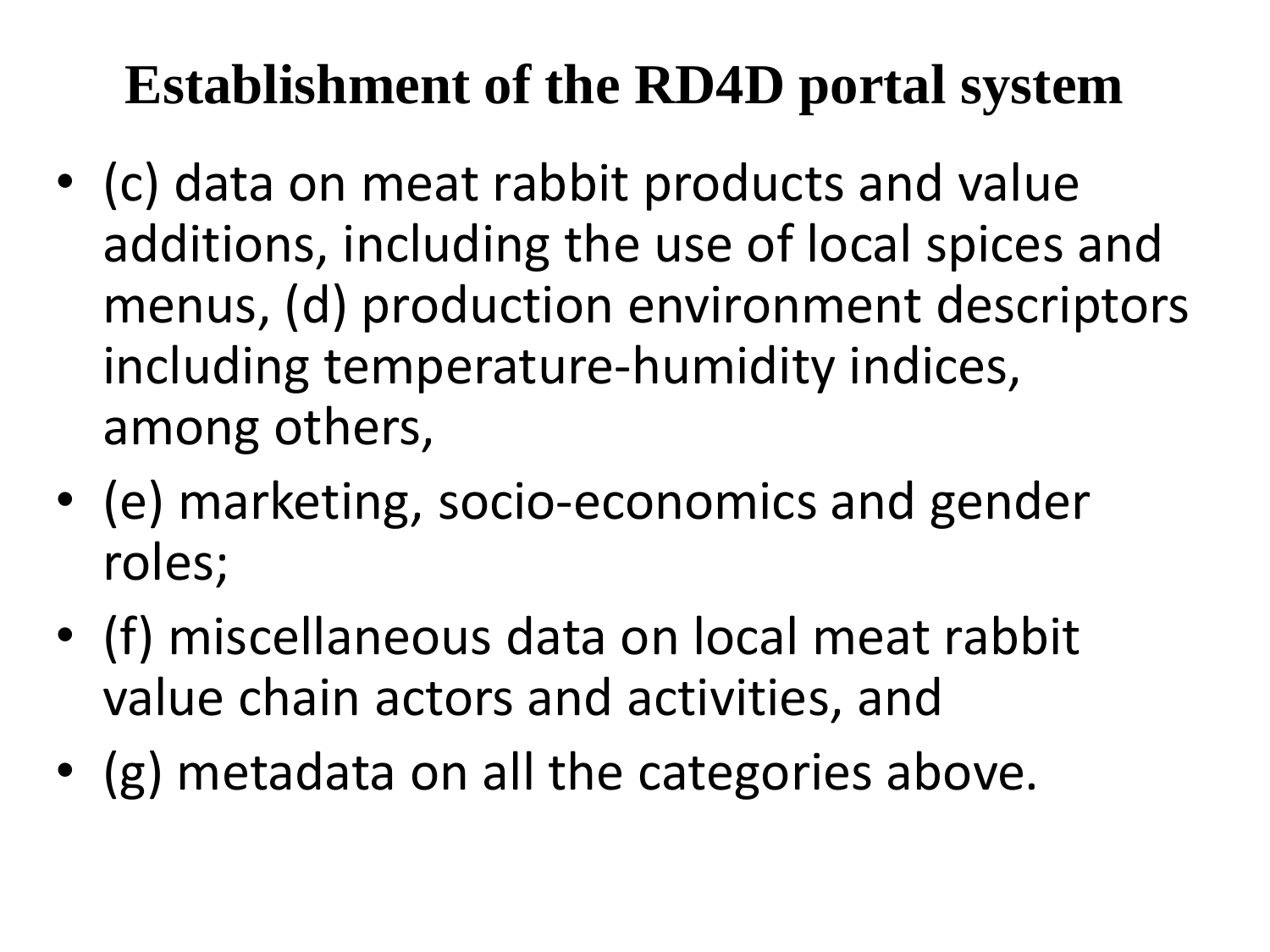# Establishment of the RD4D portal system

- (c) data on meat rabbit products and value additions, including the use of local spices and menus, (d) production environment descriptors including temperature-humidity indices, among others,
- (e) marketing, socio-economics and gender roles;
- (f) miscellaneous data on local meat rabbit value chain actors and activities, and
- (g) metadata on all the categories above.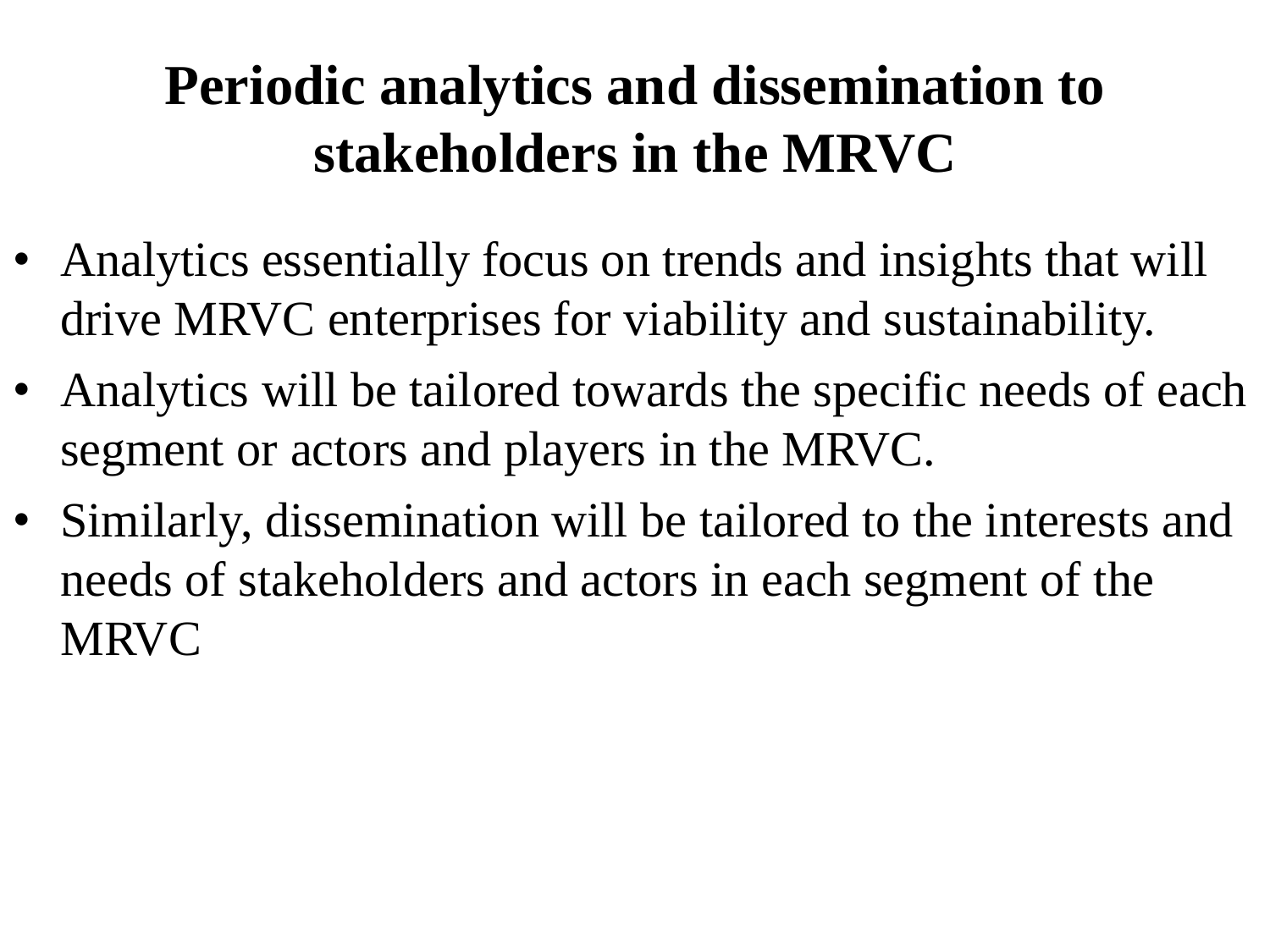# Periodic analytics and dissemination to stakeholders in the MRVC

- Analytics essentially focus on trends and insights that will drive MRVC enterprises for viability and sustainability.
- Analytics will be tailored towards the specific needs of each segment or actors and players in the MRVC.
- Similarly, dissemination will be tailored to the interests and needs of stakeholders and actors in each segment of the MRVC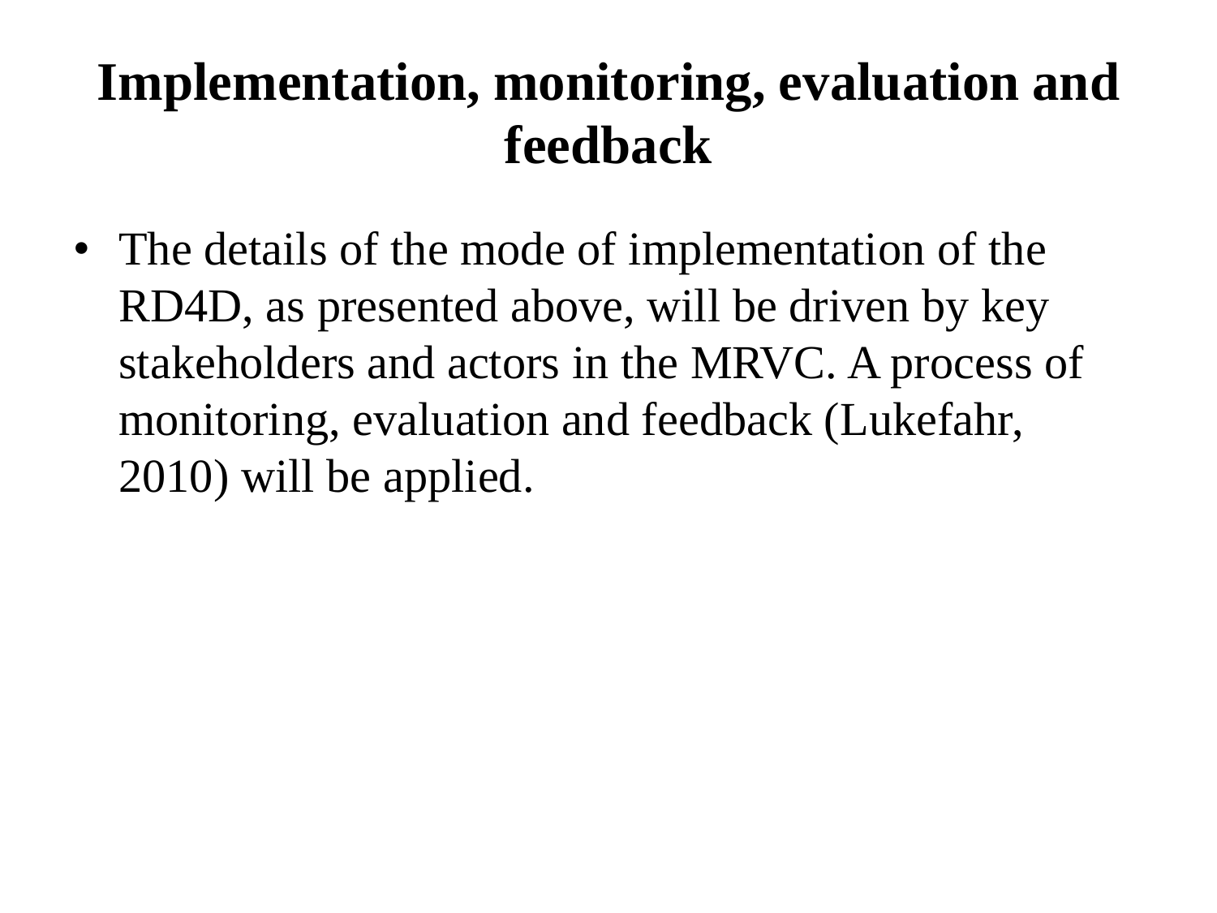# Implementation, monitoring, evaluation and feedback

- The details of the mode of implementation of the RD4D, as presented above, will be driven by key stakeholders and actors in the MRVC. A process of monitoring, evaluation and feedback (Lukefahr, 2010) will be applied.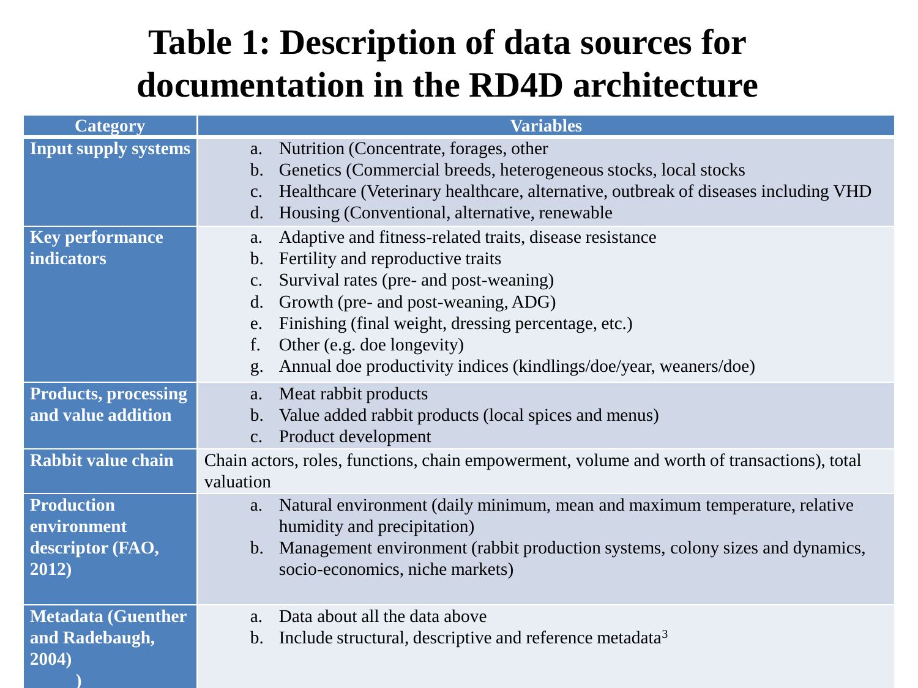# Table 1: Description of data sources for documentation in the RD4D architecture

| Category | Variables |
|---|---|
| **Input supply systems** | a. Nutrition (Concentrate, forages, other<br>b. Genetics (Commercial breeds, heterogeneous stocks, local stocks<br>c. Healthcare (Veterinary healthcare, alternative, outbreak of diseases including VHD<br>d. Housing (Conventional, alternative, renewable |
| **Key performance indicators** | a. Adaptive and fitness-related traits, disease resistance<br>b. Fertility and reproductive traits<br>c. Survival rates (pre- and post-weaning)<br>d. Growth (pre- and post-weaning, ADG)<br>e. Finishing (final weight, dressing percentage, etc.)<br>f. Other (e.g. doe longevity)<br>g. Annual doe productivity indices (kindlings/doe/year, weaners/doe) |
| **Products, processing and value addition** | a. Meat rabbit products<br>b. Value added rabbit products (local spices and menus)<br>c. Product development |
| **Rabbit value chain** | Chain actors, roles, functions, chain empowerment, volume and worth of transactions), total valuation |
| **Production environment descriptor (FAO, 2012)** | a. Natural environment (daily minimum, mean and maximum temperature, relative humidity and precipitation)<br>b. Management environment (rabbit production systems, colony sizes and dynamics, socio-economics, niche markets) |
| **Metadata (Guenther and Radebaugh, 2004) )** | a. Data about all the data above<br>b. Include structural, descriptive and reference metadata[3] |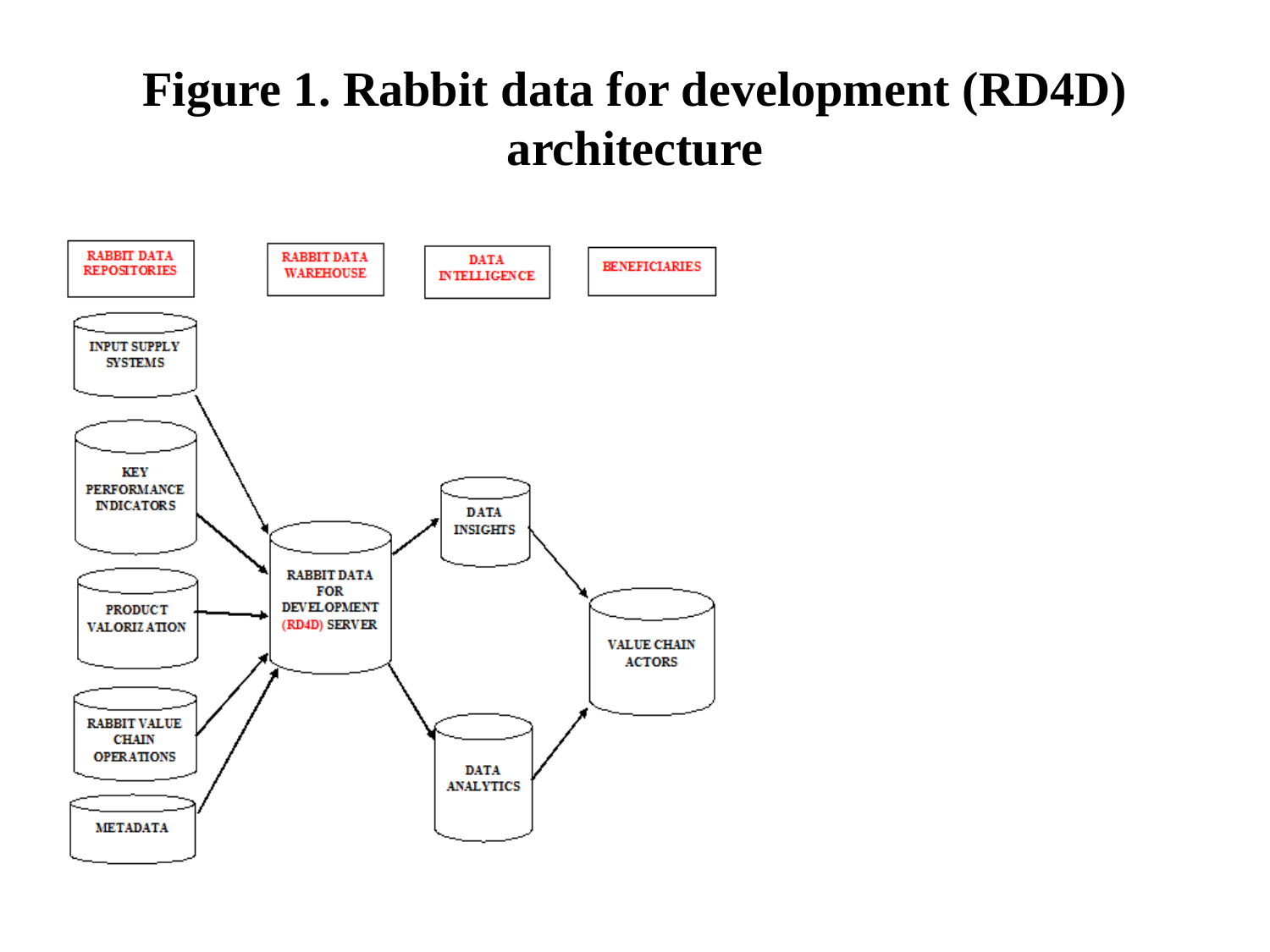# Figure 1. Rabbit data for development (RD4D) architecture

RABBIT DATA REPOSITORIES

RABBIT DATA WAREHOUSE

DATA INTELLIGENCE

BENEFICIARIES

INPUT SUPPLY SYSTEMS

KEY PERFORMANCE INDICATORS

PRODUCT VALORIZATION

RABBIT VALUE CHAIN OPERATIONS

METADATA

RABBIT DATA FOR DEVELOPMENT (RD4D) SERVER

DATA INSIGHTS

DATA ANALYTICS

VALUE CHAIN ACTORS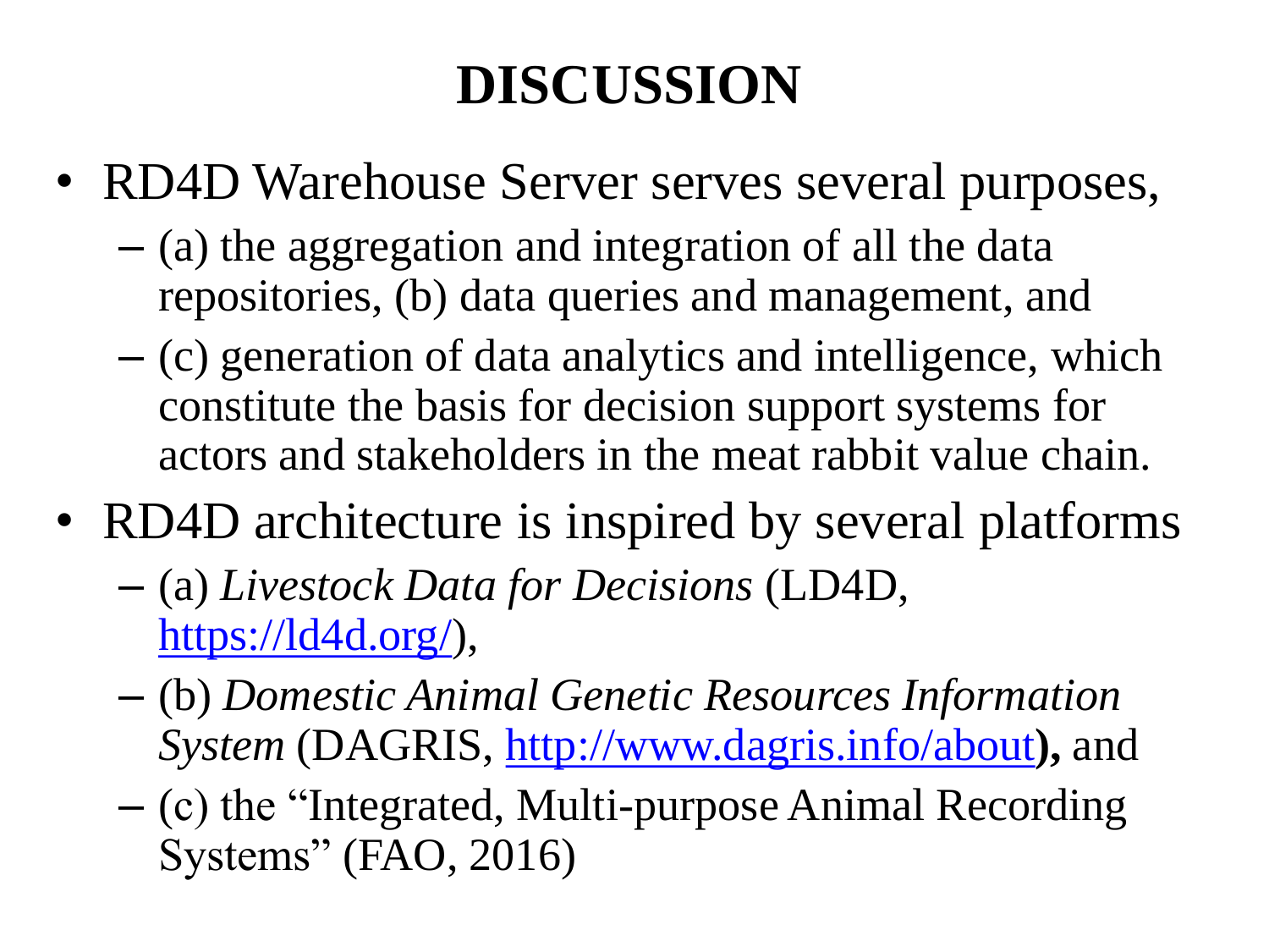# DISCUSSION

- RD4D Warehouse Server serves several purposes,
  - (a) the aggregation and integration of all the data repositories, (b) data queries and management, and
  - (c) generation of data analytics and intelligence, which constitute the basis for decision support systems for actors and stakeholders in the meat rabbit value chain.
- RD4D architecture is inspired by several platforms
  - (a) *Livestock Data for Decisions* (LD4D, https://ld4d.org/),
  - (b) *Domestic Animal Genetic Resources Information System* (DAGRIS, http://www.dagris.info/about**),** and
  - (c) the "Integrated, Multi-purpose Animal Recording Systems" (FAO, 2016)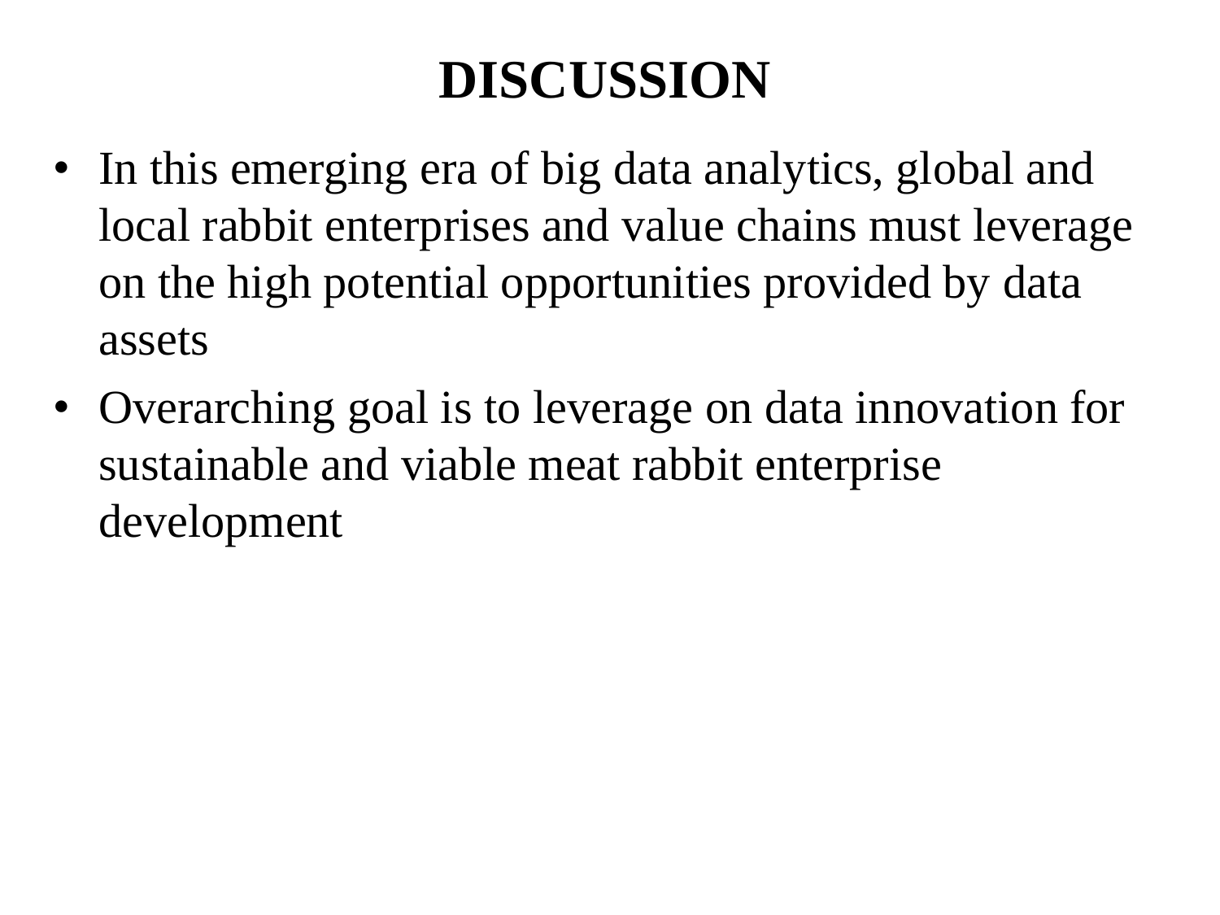# DISCUSSION

- In this emerging era of big data analytics, global and local rabbit enterprises and value chains must leverage on the high potential opportunities provided by data assets
- Overarching goal is to leverage on data innovation for sustainable and viable meat rabbit enterprise development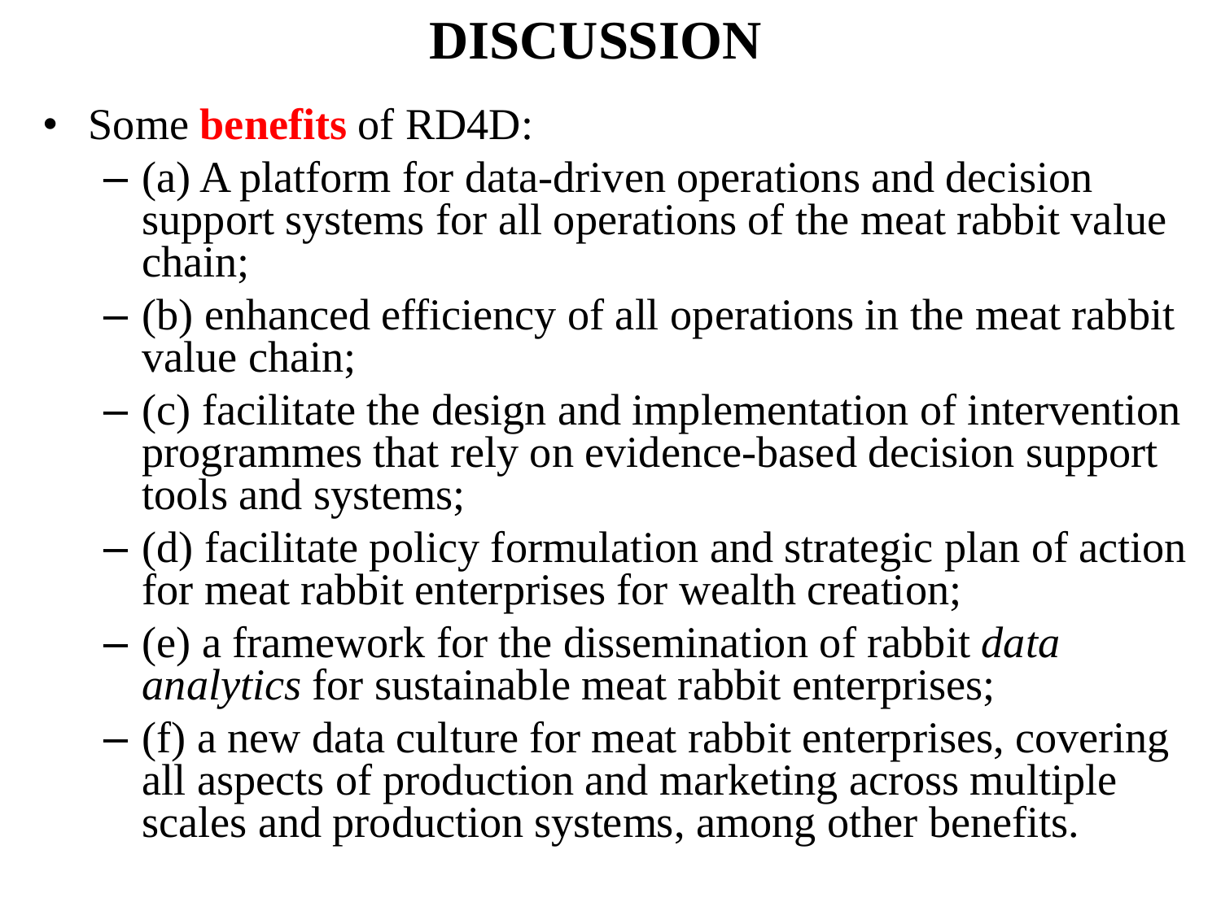# DISCUSSION

- Some **benefits** of RD4D:
  - (a) A platform for data-driven operations and decision support systems for all operations of the meat rabbit value chain;
  - (b) enhanced efficiency of all operations in the meat rabbit value chain;
  - (c) facilitate the design and implementation of intervention programmes that rely on evidence-based decision support tools and systems;
  - (d) facilitate policy formulation and strategic plan of action for meat rabbit enterprises for wealth creation;
  - (e) a framework for the dissemination of rabbit *data analytics* for sustainable meat rabbit enterprises;
  - (f) a new data culture for meat rabbit enterprises, covering all aspects of production and marketing across multiple scales and production systems, among other benefits.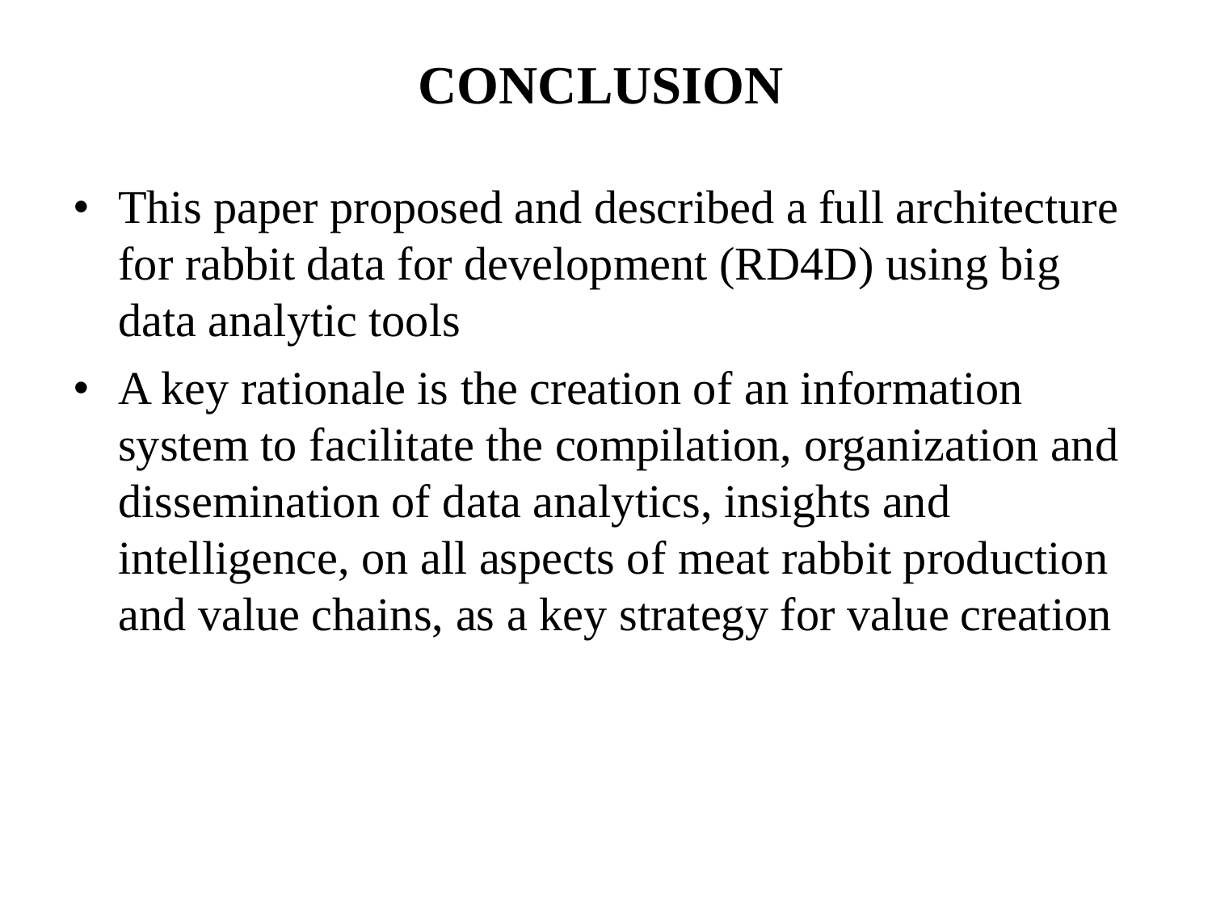# CONCLUSION

- This paper proposed and described a full architecture for rabbit data for development (RD4D) using big data analytic tools
- A key rationale is the creation of an information system to facilitate the compilation, organization and dissemination of data analytics, insights and intelligence, on all aspects of meat rabbit production and value chains, as a key strategy for value creation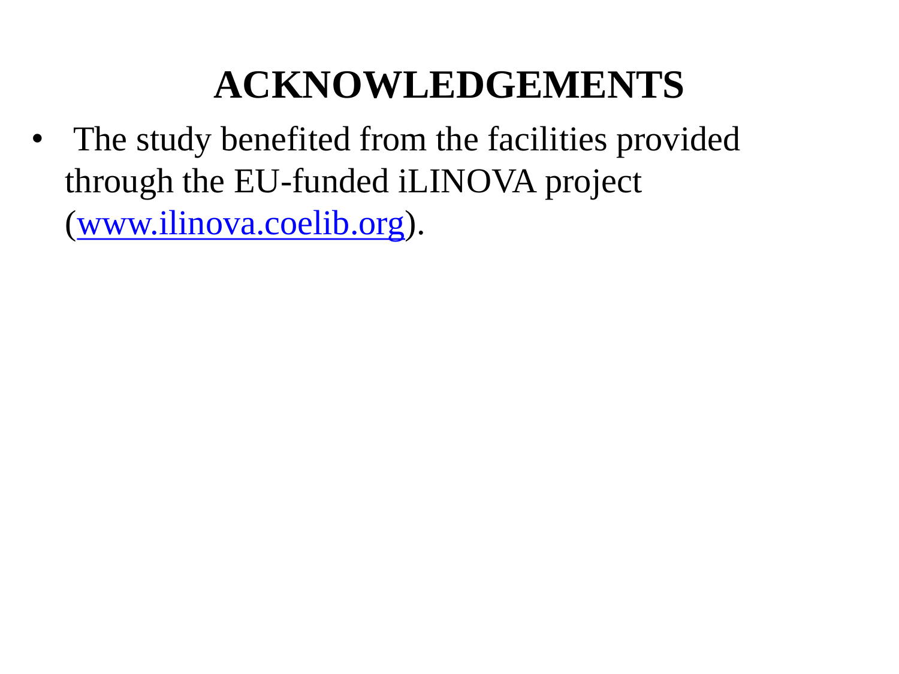# ACKNOWLEDGEMENTS

- The study benefited from the facilities provided through the EU-funded iLINOVA project (www.ilinova.coelib.org).